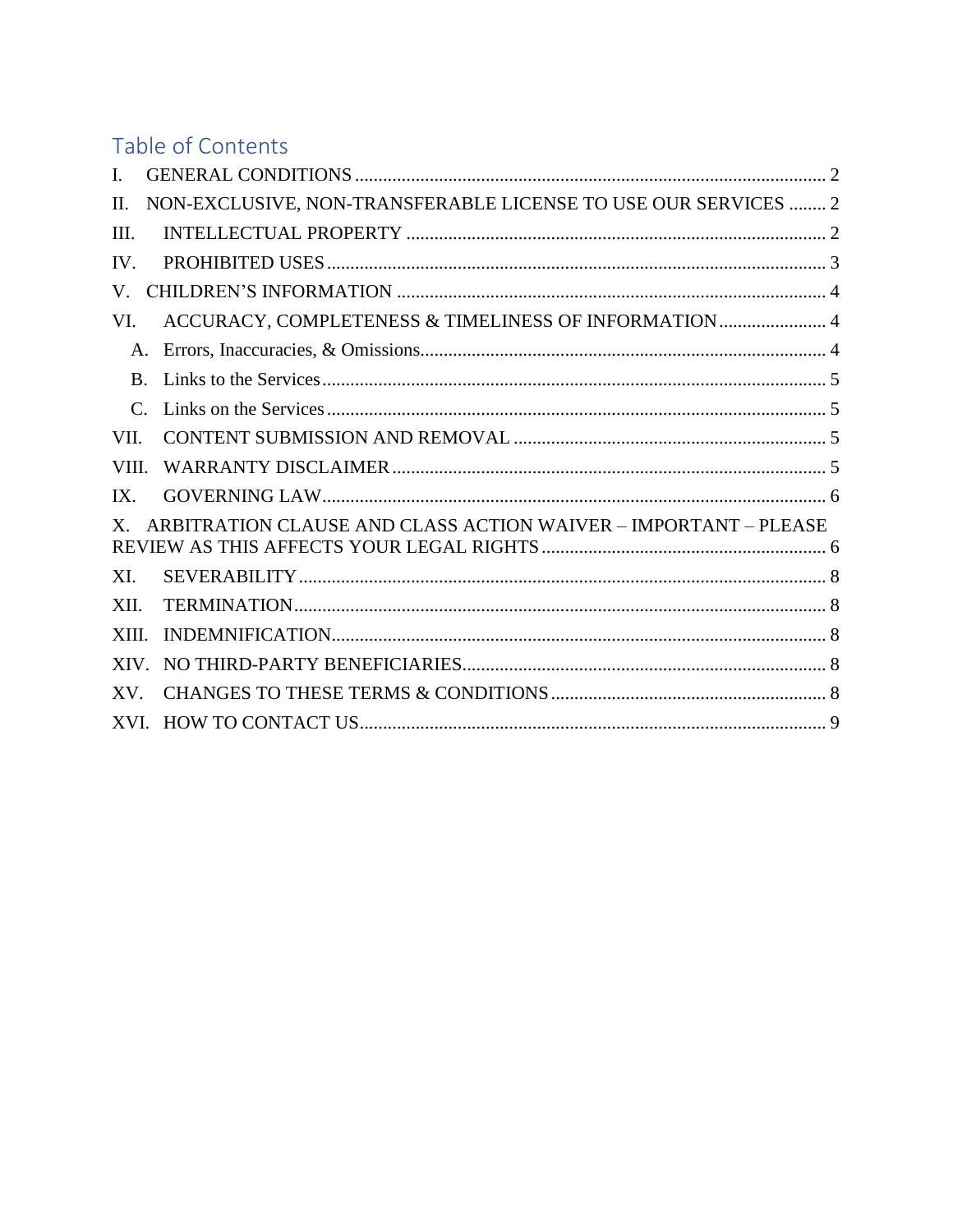## Table of Contents

I. GENERAL CONDITIONS .......... 2

II. NON-EXCLUSIVE, NON-TRANSFERABLE LICENSE TO USE OUR SERVICES .......... 2

III. INTELLECTUAL PROPERTY .......... 2

IV. PROHIBITED USES .......... 3

V. CHILDREN'S INFORMATION .......... 4

VI. ACCURACY, COMPLETENESS & TIMELINESS OF INFORMATION .......... 4

- A. Errors, Inaccuracies, & Omissions .......... 4
- B. Links to the Services .......... 5
- C. Links on the Services .......... 5

VII. CONTENT SUBMISSION AND REMOVAL .......... 5

VIII. WARRANTY DISCLAIMER .......... 5

IX. GOVERNING LAW .......... 6

X. ARBITRATION CLAUSE AND CLASS ACTION WAIVER – IMPORTANT – PLEASE REVIEW AS THIS AFFECTS YOUR LEGAL RIGHTS .......... 6

XI. SEVERABILITY .......... 8

XII. TERMINATION .......... 8

XIII. INDEMNIFICATION .......... 8

XIV. NO THIRD-PARTY BENEFICIARIES .......... 8

XV. CHANGES TO THESE TERMS & CONDITIONS .......... 8

XVI. HOW TO CONTACT US .......... 9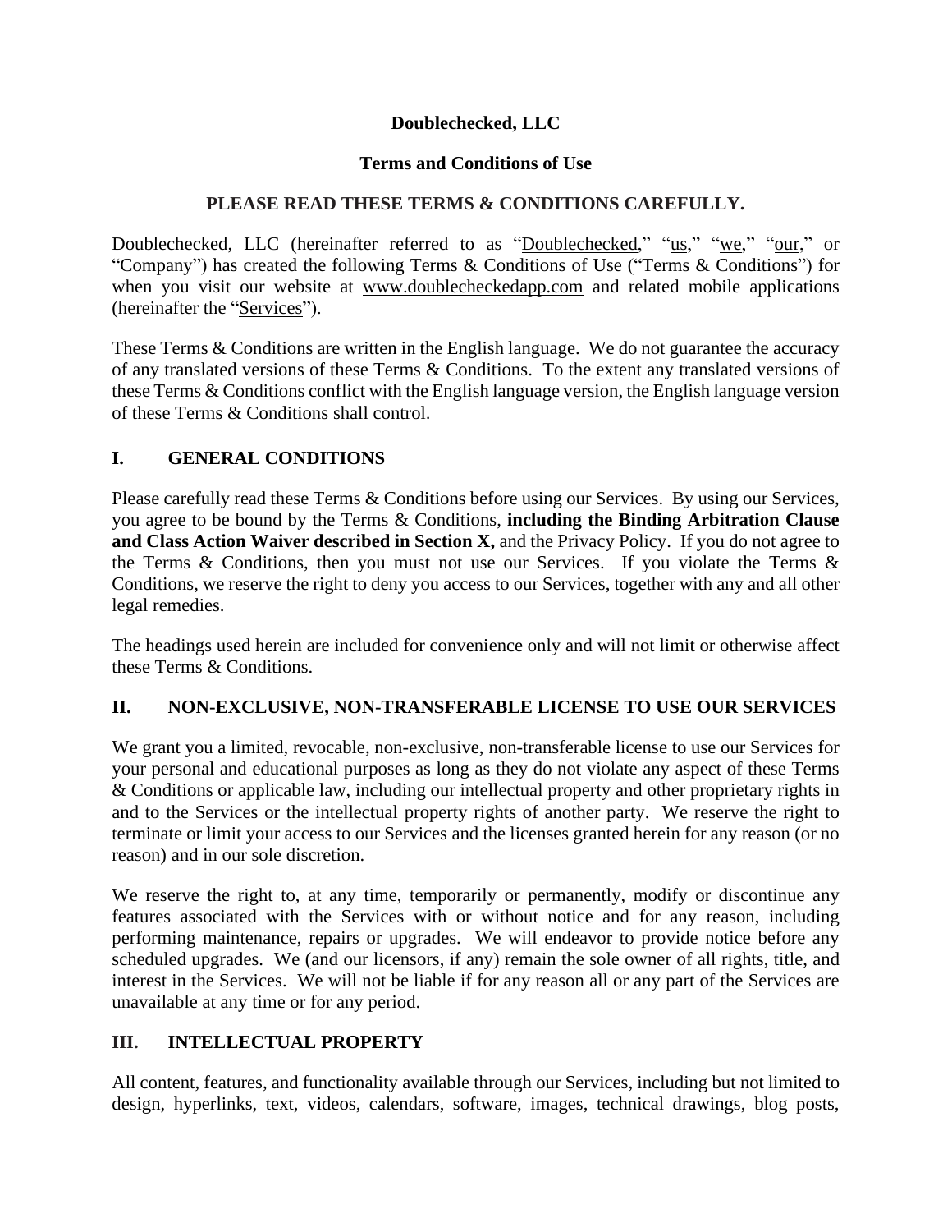**Doublechecked, LLC**

**Terms and Conditions of Use**

**PLEASE READ THESE TERMS & CONDITIONS CAREFULLY.**

Doublechecked, LLC (hereinafter referred to as "Doublechecked," "us," "we," "our," or "Company") has created the following Terms & Conditions of Use ("Terms & Conditions") for when you visit our website at www.doublecheckedapp.com and related mobile applications (hereinafter the "Services").

These Terms & Conditions are written in the English language. We do not guarantee the accuracy of any translated versions of these Terms & Conditions. To the extent any translated versions of these Terms & Conditions conflict with the English language version, the English language version of these Terms & Conditions shall control.

## I. GENERAL CONDITIONS

Please carefully read these Terms & Conditions before using our Services. By using our Services, you agree to be bound by the Terms & Conditions, **including the Binding Arbitration Clause and Class Action Waiver described in Section X,** and the Privacy Policy. If you do not agree to the Terms & Conditions, then you must not use our Services. If you violate the Terms & Conditions, we reserve the right to deny you access to our Services, together with any and all other legal remedies.

The headings used herein are included for convenience only and will not limit or otherwise affect these Terms & Conditions.

## II. NON-EXCLUSIVE, NON-TRANSFERABLE LICENSE TO USE OUR SERVICES

We grant you a limited, revocable, non-exclusive, non-transferable license to use our Services for your personal and educational purposes as long as they do not violate any aspect of these Terms & Conditions or applicable law, including our intellectual property and other proprietary rights in and to the Services or the intellectual property rights of another party. We reserve the right to terminate or limit your access to our Services and the licenses granted herein for any reason (or no reason) and in our sole discretion.

We reserve the right to, at any time, temporarily or permanently, modify or discontinue any features associated with the Services with or without notice and for any reason, including performing maintenance, repairs or upgrades. We will endeavor to provide notice before any scheduled upgrades. We (and our licensors, if any) remain the sole owner of all rights, title, and interest in the Services. We will not be liable if for any reason all or any part of the Services are unavailable at any time or for any period.

## III. INTELLECTUAL PROPERTY

All content, features, and functionality available through our Services, including but not limited to design, hyperlinks, text, videos, calendars, software, images, technical drawings, blog posts,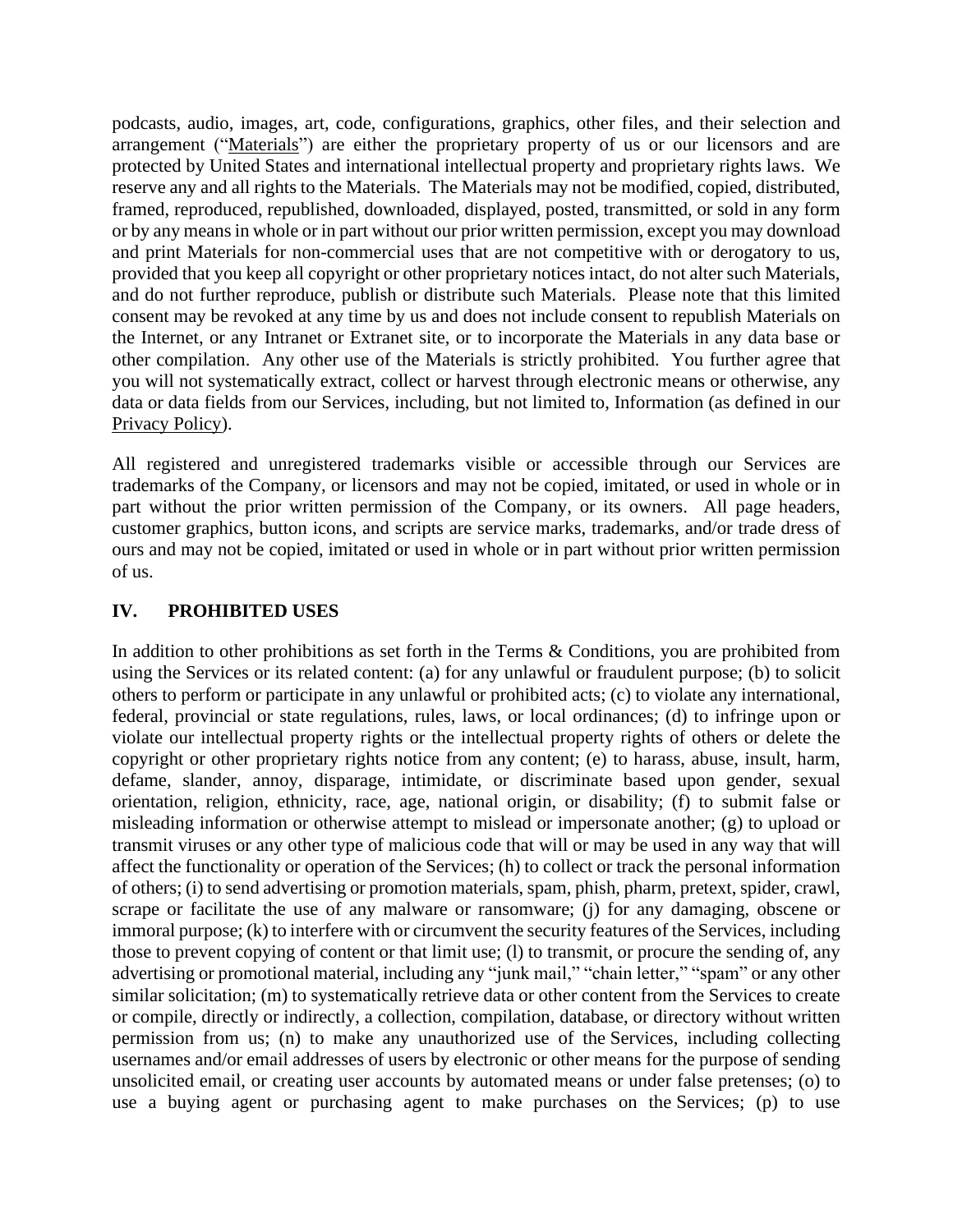podcasts, audio, images, art, code, configurations, graphics, other files, and their selection and arrangement ("Materials") are either the proprietary property of us or our licensors and are protected by United States and international intellectual property and proprietary rights laws. We reserve any and all rights to the Materials. The Materials may not be modified, copied, distributed, framed, reproduced, republished, downloaded, displayed, posted, transmitted, or sold in any form or by any means in whole or in part without our prior written permission, except you may download and print Materials for non-commercial uses that are not competitive with or derogatory to us, provided that you keep all copyright or other proprietary notices intact, do not alter such Materials, and do not further reproduce, publish or distribute such Materials. Please note that this limited consent may be revoked at any time by us and does not include consent to republish Materials on the Internet, or any Intranet or Extranet site, or to incorporate the Materials in any data base or other compilation. Any other use of the Materials is strictly prohibited. You further agree that you will not systematically extract, collect or harvest through electronic means or otherwise, any data or data fields from our Services, including, but not limited to, Information (as defined in our Privacy Policy).

All registered and unregistered trademarks visible or accessible through our Services are trademarks of the Company, or licensors and may not be copied, imitated, or used in whole or in part without the prior written permission of the Company, or its owners. All page headers, customer graphics, button icons, and scripts are service marks, trademarks, and/or trade dress of ours and may not be copied, imitated or used in whole or in part without prior written permission of us.

## IV. PROHIBITED USES

In addition to other prohibitions as set forth in the Terms & Conditions, you are prohibited from using the Services or its related content: (a) for any unlawful or fraudulent purpose; (b) to solicit others to perform or participate in any unlawful or prohibited acts; (c) to violate any international, federal, provincial or state regulations, rules, laws, or local ordinances; (d) to infringe upon or violate our intellectual property rights or the intellectual property rights of others or delete the copyright or other proprietary rights notice from any content; (e) to harass, abuse, insult, harm, defame, slander, annoy, disparage, intimidate, or discriminate based upon gender, sexual orientation, religion, ethnicity, race, age, national origin, or disability; (f) to submit false or misleading information or otherwise attempt to mislead or impersonate another; (g) to upload or transmit viruses or any other type of malicious code that will or may be used in any way that will affect the functionality or operation of the Services; (h) to collect or track the personal information of others; (i) to send advertising or promotion materials, spam, phish, pharm, pretext, spider, crawl, scrape or facilitate the use of any malware or ransomware; (j) for any damaging, obscene or immoral purpose; (k) to interfere with or circumvent the security features of the Services, including those to prevent copying of content or that limit use; (l) to transmit, or procure the sending of, any advertising or promotional material, including any "junk mail," "chain letter," "spam" or any other similar solicitation; (m) to systematically retrieve data or other content from the Services to create or compile, directly or indirectly, a collection, compilation, database, or directory without written permission from us; (n) to make any unauthorized use of the Services, including collecting usernames and/or email addresses of users by electronic or other means for the purpose of sending unsolicited email, or creating user accounts by automated means or under false pretenses; (o) to use a buying agent or purchasing agent to make purchases on the Services; (p) to use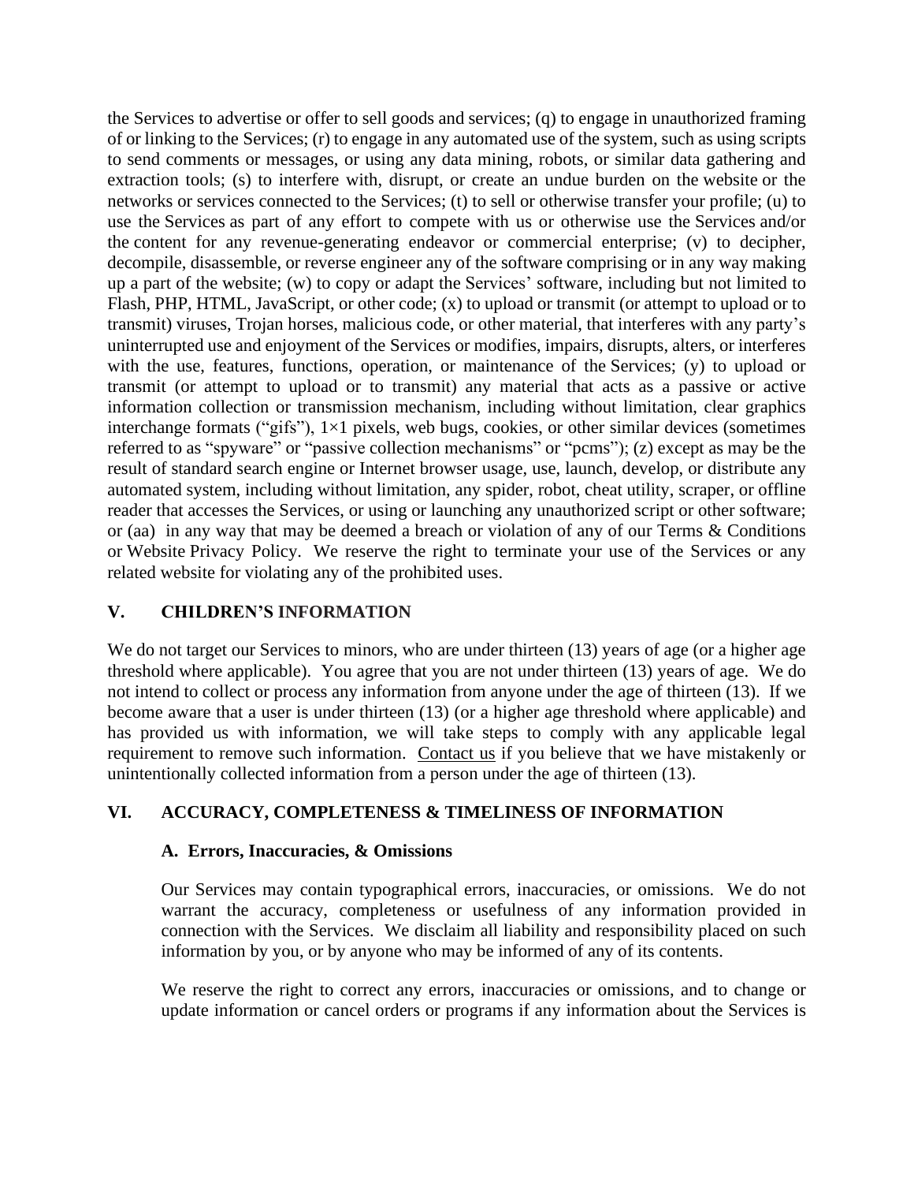the Services to advertise or offer to sell goods and services; (q) to engage in unauthorized framing of or linking to the Services; (r) to engage in any automated use of the system, such as using scripts to send comments or messages, or using any data mining, robots, or similar data gathering and extraction tools; (s) to interfere with, disrupt, or create an undue burden on the website or the networks or services connected to the Services; (t) to sell or otherwise transfer your profile; (u) to use the Services as part of any effort to compete with us or otherwise use the Services and/or the content for any revenue-generating endeavor or commercial enterprise; (v) to decipher, decompile, disassemble, or reverse engineer any of the software comprising or in any way making up a part of the website; (w) to copy or adapt the Services' software, including but not limited to Flash, PHP, HTML, JavaScript, or other code; (x) to upload or transmit (or attempt to upload or to transmit) viruses, Trojan horses, malicious code, or other material, that interferes with any party's uninterrupted use and enjoyment of the Services or modifies, impairs, disrupts, alters, or interferes with the use, features, functions, operation, or maintenance of the Services; (y) to upload or transmit (or attempt to upload or to transmit) any material that acts as a passive or active information collection or transmission mechanism, including without limitation, clear graphics interchange formats ("gifs"), 1×1 pixels, web bugs, cookies, or other similar devices (sometimes referred to as "spyware" or "passive collection mechanisms" or "pcms"); (z) except as may be the result of standard search engine or Internet browser usage, use, launch, develop, or distribute any automated system, including without limitation, any spider, robot, cheat utility, scraper, or offline reader that accesses the Services, or using or launching any unauthorized script or other software; or (aa) in any way that may be deemed a breach or violation of any of our Terms & Conditions or Website Privacy Policy. We reserve the right to terminate your use of the Services or any related website for violating any of the prohibited uses.

## V. CHILDREN'S INFORMATION

We do not target our Services to minors, who are under thirteen (13) years of age (or a higher age threshold where applicable). You agree that you are not under thirteen (13) years of age. We do not intend to collect or process any information from anyone under the age of thirteen (13). If we become aware that a user is under thirteen (13) (or a higher age threshold where applicable) and has provided us with information, we will take steps to comply with any applicable legal requirement to remove such information. Contact us if you believe that we have mistakenly or unintentionally collected information from a person under the age of thirteen (13).

## VI. ACCURACY, COMPLETENESS & TIMELINESS OF INFORMATION

### A. Errors, Inaccuracies, & Omissions

Our Services may contain typographical errors, inaccuracies, or omissions. We do not warrant the accuracy, completeness or usefulness of any information provided in connection with the Services. We disclaim all liability and responsibility placed on such information by you, or by anyone who may be informed of any of its contents.

We reserve the right to correct any errors, inaccuracies or omissions, and to change or update information or cancel orders or programs if any information about the Services is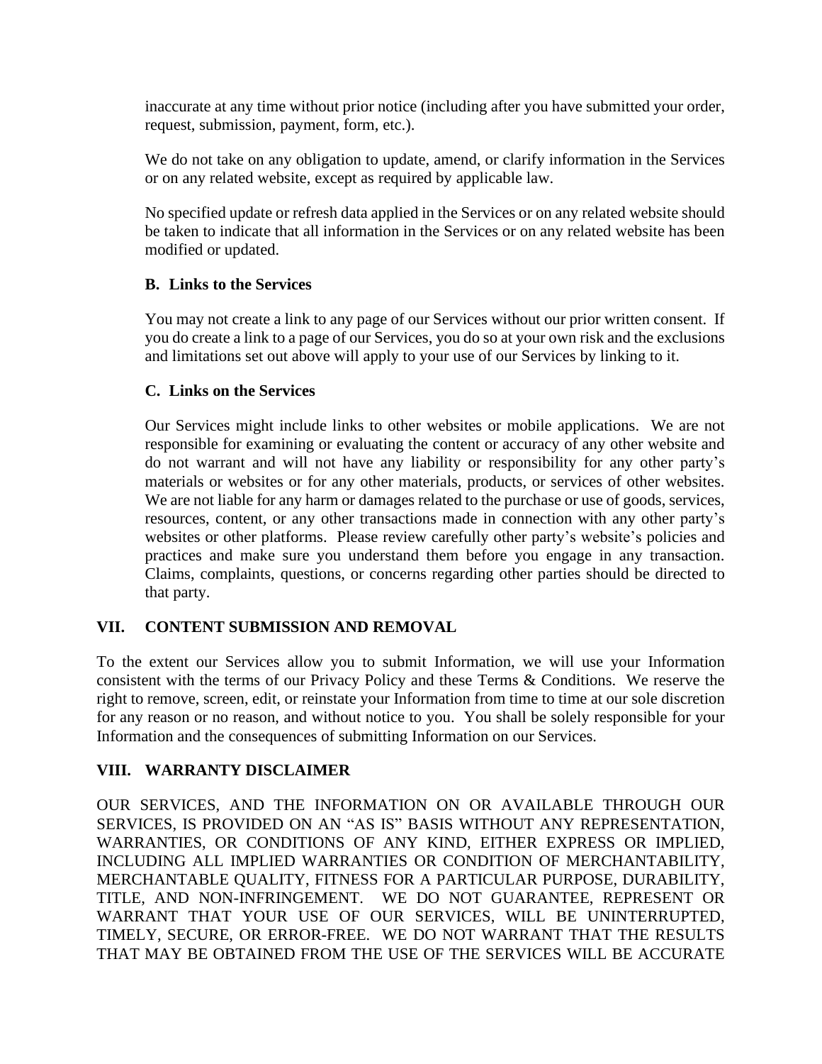inaccurate at any time without prior notice (including after you have submitted your order, request, submission, payment, form, etc.).

We do not take on any obligation to update, amend, or clarify information in the Services or on any related website, except as required by applicable law.

No specified update or refresh data applied in the Services or on any related website should be taken to indicate that all information in the Services or on any related website has been modified or updated.

### B. Links to the Services

You may not create a link to any page of our Services without our prior written consent. If you do create a link to a page of our Services, you do so at your own risk and the exclusions and limitations set out above will apply to your use of our Services by linking to it.

### C. Links on the Services

Our Services might include links to other websites or mobile applications. We are not responsible for examining or evaluating the content or accuracy of any other website and do not warrant and will not have any liability or responsibility for any other party's materials or websites or for any other materials, products, or services of other websites. We are not liable for any harm or damages related to the purchase or use of goods, services, resources, content, or any other transactions made in connection with any other party's websites or other platforms. Please review carefully other party's website's policies and practices and make sure you understand them before you engage in any transaction. Claims, complaints, questions, or concerns regarding other parties should be directed to that party.

## VII. CONTENT SUBMISSION AND REMOVAL

To the extent our Services allow you to submit Information, we will use your Information consistent with the terms of our Privacy Policy and these Terms & Conditions. We reserve the right to remove, screen, edit, or reinstate your Information from time to time at our sole discretion for any reason or no reason, and without notice to you. You shall be solely responsible for your Information and the consequences of submitting Information on our Services.

## VIII. WARRANTY DISCLAIMER

OUR SERVICES, AND THE INFORMATION ON OR AVAILABLE THROUGH OUR SERVICES, IS PROVIDED ON AN "AS IS" BASIS WITHOUT ANY REPRESENTATION, WARRANTIES, OR CONDITIONS OF ANY KIND, EITHER EXPRESS OR IMPLIED, INCLUDING ALL IMPLIED WARRANTIES OR CONDITION OF MERCHANTABILITY, MERCHANTABLE QUALITY, FITNESS FOR A PARTICULAR PURPOSE, DURABILITY, TITLE, AND NON-INFRINGEMENT. WE DO NOT GUARANTEE, REPRESENT OR WARRANT THAT YOUR USE OF OUR SERVICES, WILL BE UNINTERRUPTED, TIMELY, SECURE, OR ERROR-FREE. WE DO NOT WARRANT THAT THE RESULTS THAT MAY BE OBTAINED FROM THE USE OF THE SERVICES WILL BE ACCURATE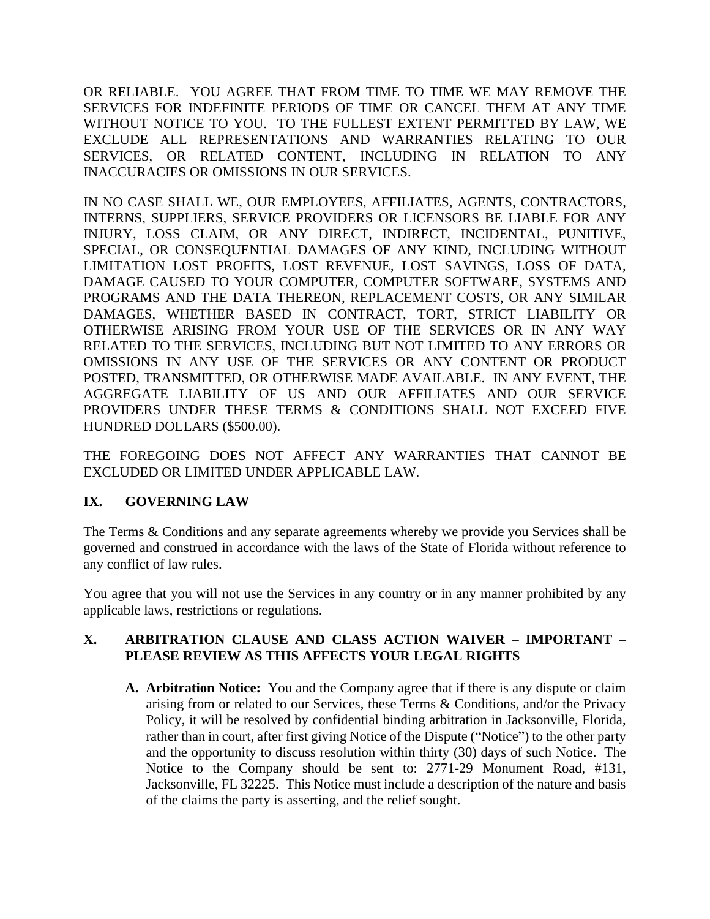OR RELIABLE. YOU AGREE THAT FROM TIME TO TIME WE MAY REMOVE THE SERVICES FOR INDEFINITE PERIODS OF TIME OR CANCEL THEM AT ANY TIME WITHOUT NOTICE TO YOU. TO THE FULLEST EXTENT PERMITTED BY LAW, WE EXCLUDE ALL REPRESENTATIONS AND WARRANTIES RELATING TO OUR SERVICES, OR RELATED CONTENT, INCLUDING IN RELATION TO ANY INACCURACIES OR OMISSIONS IN OUR SERVICES.

IN NO CASE SHALL WE, OUR EMPLOYEES, AFFILIATES, AGENTS, CONTRACTORS, INTERNS, SUPPLIERS, SERVICE PROVIDERS OR LICENSORS BE LIABLE FOR ANY INJURY, LOSS CLAIM, OR ANY DIRECT, INDIRECT, INCIDENTAL, PUNITIVE, SPECIAL, OR CONSEQUENTIAL DAMAGES OF ANY KIND, INCLUDING WITHOUT LIMITATION LOST PROFITS, LOST REVENUE, LOST SAVINGS, LOSS OF DATA, DAMAGE CAUSED TO YOUR COMPUTER, COMPUTER SOFTWARE, SYSTEMS AND PROGRAMS AND THE DATA THEREON, REPLACEMENT COSTS, OR ANY SIMILAR DAMAGES, WHETHER BASED IN CONTRACT, TORT, STRICT LIABILITY OR OTHERWISE ARISING FROM YOUR USE OF THE SERVICES OR IN ANY WAY RELATED TO THE SERVICES, INCLUDING BUT NOT LIMITED TO ANY ERRORS OR OMISSIONS IN ANY USE OF THE SERVICES OR ANY CONTENT OR PRODUCT POSTED, TRANSMITTED, OR OTHERWISE MADE AVAILABLE. IN ANY EVENT, THE AGGREGATE LIABILITY OF US AND OUR AFFILIATES AND OUR SERVICE PROVIDERS UNDER THESE TERMS & CONDITIONS SHALL NOT EXCEED FIVE HUNDRED DOLLARS ($500.00).

THE FOREGOING DOES NOT AFFECT ANY WARRANTIES THAT CANNOT BE EXCLUDED OR LIMITED UNDER APPLICABLE LAW.

## IX. GOVERNING LAW

The Terms & Conditions and any separate agreements whereby we provide you Services shall be governed and construed in accordance with the laws of the State of Florida without reference to any conflict of law rules.

You agree that you will not use the Services in any country or in any manner prohibited by any applicable laws, restrictions or regulations.

## X. ARBITRATION CLAUSE AND CLASS ACTION WAIVER – IMPORTANT – PLEASE REVIEW AS THIS AFFECTS YOUR LEGAL RIGHTS

**A. Arbitration Notice:** You and the Company agree that if there is any dispute or claim arising from or related to our Services, these Terms & Conditions, and/or the Privacy Policy, it will be resolved by confidential binding arbitration in Jacksonville, Florida, rather than in court, after first giving Notice of the Dispute ("Notice") to the other party and the opportunity to discuss resolution within thirty (30) days of such Notice. The Notice to the Company should be sent to: 2771-29 Monument Road, #131, Jacksonville, FL 32225. This Notice must include a description of the nature and basis of the claims the party is asserting, and the relief sought.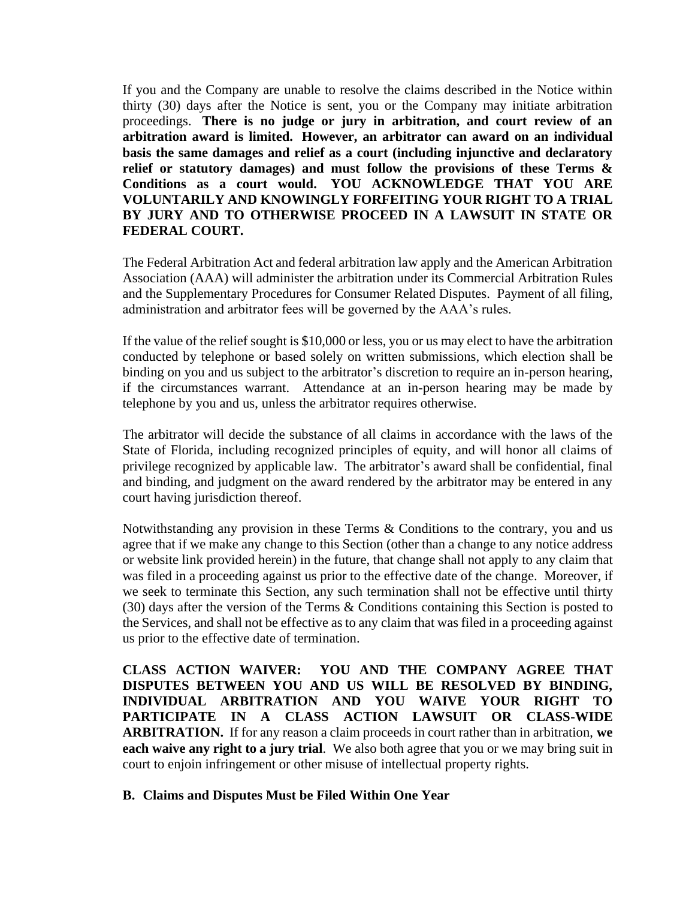If you and the Company are unable to resolve the claims described in the Notice within thirty (30) days after the Notice is sent, you or the Company may initiate arbitration proceedings. **There is no judge or jury in arbitration, and court review of an arbitration award is limited. However, an arbitrator can award on an individual basis the same damages and relief as a court (including injunctive and declaratory relief or statutory damages) and must follow the provisions of these Terms & Conditions as a court would. YOU ACKNOWLEDGE THAT YOU ARE VOLUNTARILY AND KNOWINGLY FORFEITING YOUR RIGHT TO A TRIAL BY JURY AND TO OTHERWISE PROCEED IN A LAWSUIT IN STATE OR FEDERAL COURT.**

The Federal Arbitration Act and federal arbitration law apply and the American Arbitration Association (AAA) will administer the arbitration under its Commercial Arbitration Rules and the Supplementary Procedures for Consumer Related Disputes. Payment of all filing, administration and arbitrator fees will be governed by the AAA's rules.

If the value of the relief sought is $10,000 or less, you or us may elect to have the arbitration conducted by telephone or based solely on written submissions, which election shall be binding on you and us subject to the arbitrator's discretion to require an in-person hearing, if the circumstances warrant. Attendance at an in-person hearing may be made by telephone by you and us, unless the arbitrator requires otherwise.

The arbitrator will decide the substance of all claims in accordance with the laws of the State of Florida, including recognized principles of equity, and will honor all claims of privilege recognized by applicable law. The arbitrator's award shall be confidential, final and binding, and judgment on the award rendered by the arbitrator may be entered in any court having jurisdiction thereof.

Notwithstanding any provision in these Terms & Conditions to the contrary, you and us agree that if we make any change to this Section (other than a change to any notice address or website link provided herein) in the future, that change shall not apply to any claim that was filed in a proceeding against us prior to the effective date of the change. Moreover, if we seek to terminate this Section, any such termination shall not be effective until thirty (30) days after the version of the Terms & Conditions containing this Section is posted to the Services, and shall not be effective as to any claim that was filed in a proceeding against us prior to the effective date of termination.

**CLASS ACTION WAIVER: YOU AND THE COMPANY AGREE THAT DISPUTES BETWEEN YOU AND US WILL BE RESOLVED BY BINDING, INDIVIDUAL ARBITRATION AND YOU WAIVE YOUR RIGHT TO PARTICIPATE IN A CLASS ACTION LAWSUIT OR CLASS-WIDE ARBITRATION.** If for any reason a claim proceeds in court rather than in arbitration, **we each waive any right to a jury trial**. We also both agree that you or we may bring suit in court to enjoin infringement or other misuse of intellectual property rights.

**B. Claims and Disputes Must be Filed Within One Year**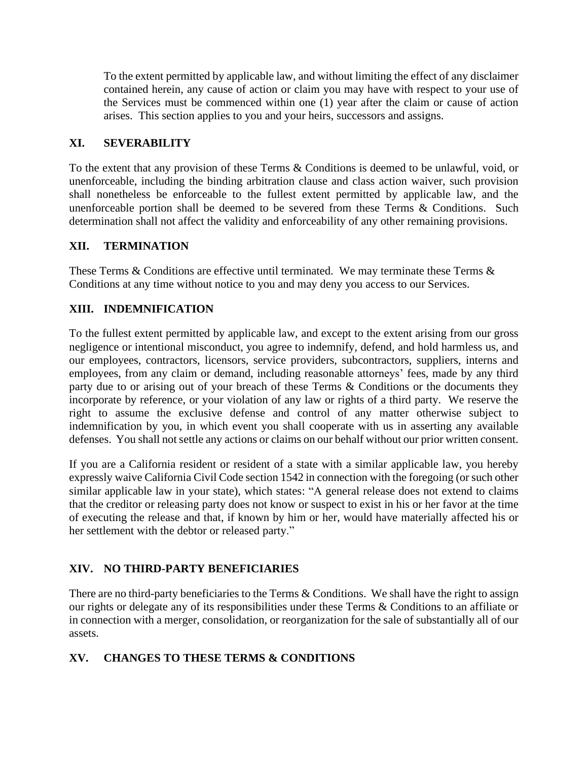To the extent permitted by applicable law, and without limiting the effect of any disclaimer contained herein, any cause of action or claim you may have with respect to your use of the Services must be commenced within one (1) year after the claim or cause of action arises. This section applies to you and your heirs, successors and assigns.

## XI. SEVERABILITY

To the extent that any provision of these Terms & Conditions is deemed to be unlawful, void, or unenforceable, including the binding arbitration clause and class action waiver, such provision shall nonetheless be enforceable to the fullest extent permitted by applicable law, and the unenforceable portion shall be deemed to be severed from these Terms & Conditions. Such determination shall not affect the validity and enforceability of any other remaining provisions.

## XII. TERMINATION

These Terms & Conditions are effective until terminated. We may terminate these Terms & Conditions at any time without notice to you and may deny you access to our Services.

## XIII. INDEMNIFICATION

To the fullest extent permitted by applicable law, and except to the extent arising from our gross negligence or intentional misconduct, you agree to indemnify, defend, and hold harmless us, and our employees, contractors, licensors, service providers, subcontractors, suppliers, interns and employees, from any claim or demand, including reasonable attorneys' fees, made by any third party due to or arising out of your breach of these Terms & Conditions or the documents they incorporate by reference, or your violation of any law or rights of a third party. We reserve the right to assume the exclusive defense and control of any matter otherwise subject to indemnification by you, in which event you shall cooperate with us in asserting any available defenses. You shall not settle any actions or claims on our behalf without our prior written consent.

If you are a California resident or resident of a state with a similar applicable law, you hereby expressly waive California Civil Code section 1542 in connection with the foregoing (or such other similar applicable law in your state), which states: "A general release does not extend to claims that the creditor or releasing party does not know or suspect to exist in his or her favor at the time of executing the release and that, if known by him or her, would have materially affected his or her settlement with the debtor or released party."

## XIV. NO THIRD-PARTY BENEFICIARIES

There are no third-party beneficiaries to the Terms & Conditions. We shall have the right to assign our rights or delegate any of its responsibilities under these Terms & Conditions to an affiliate or in connection with a merger, consolidation, or reorganization for the sale of substantially all of our assets.

## XV. CHANGES TO THESE TERMS & CONDITIONS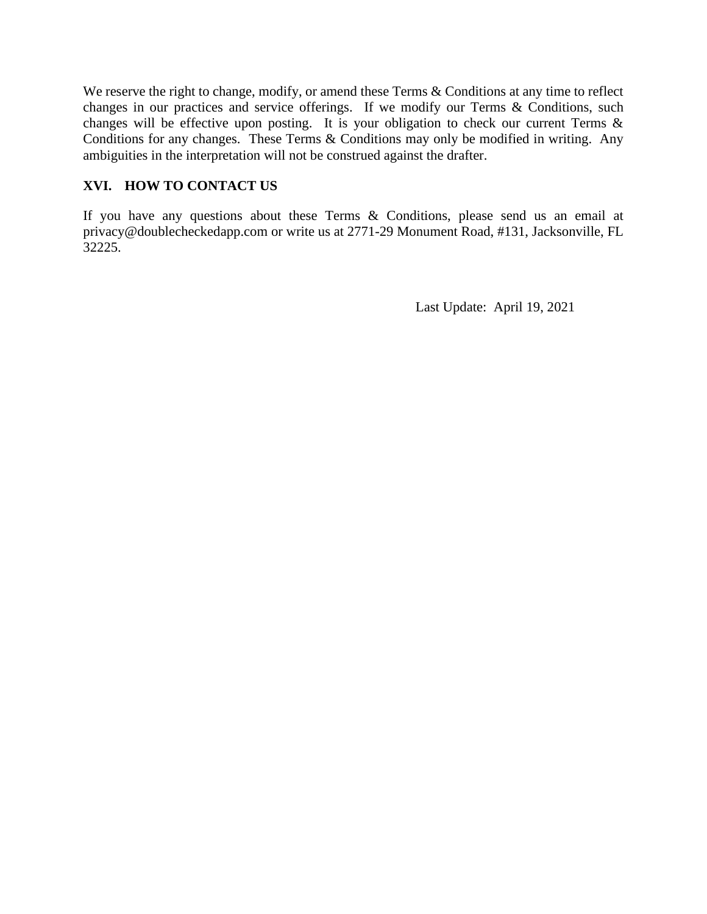We reserve the right to change, modify, or amend these Terms & Conditions at any time to reflect changes in our practices and service offerings. If we modify our Terms & Conditions, such changes will be effective upon posting. It is your obligation to check our current Terms & Conditions for any changes. These Terms & Conditions may only be modified in writing. Any ambiguities in the interpretation will not be construed against the drafter.

## XVI. HOW TO CONTACT US

If you have any questions about these Terms & Conditions, please send us an email at privacy@doublecheckedapp.com or write us at 2771-29 Monument Road, #131, Jacksonville, FL 32225.

Last Update: April 19, 2021